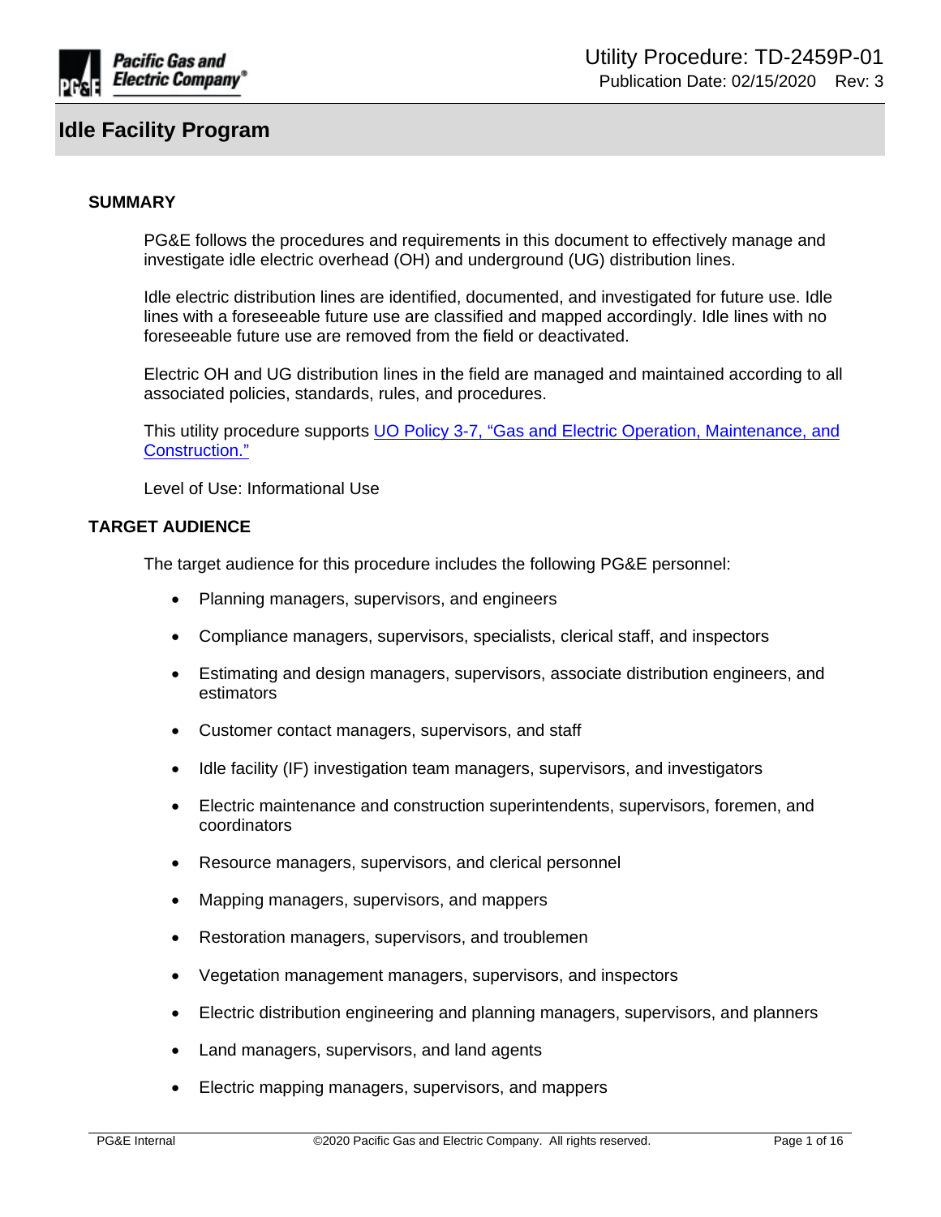Utility Procedure: TD-2459P-01
Publication Date: 02/15/2020 Rev: 3

# Idle Facility Program

## SUMMARY

PG&E follows the procedures and requirements in this document to effectively manage and investigate idle electric overhead (OH) and underground (UG) distribution lines.

Idle electric distribution lines are identified, documented, and investigated for future use. Idle lines with a foreseeable future use are classified and mapped accordingly. Idle lines with no foreseeable future use are removed from the field or deactivated.

Electric OH and UG distribution lines in the field are managed and maintained according to all associated policies, standards, rules, and procedures.

This utility procedure supports UO Policy 3-7, "Gas and Electric Operation, Maintenance, and Construction."

Level of Use: Informational Use

## TARGET AUDIENCE

The target audience for this procedure includes the following PG&E personnel:

- Planning managers, supervisors, and engineers
- Compliance managers, supervisors, specialists, clerical staff, and inspectors
- Estimating and design managers, supervisors, associate distribution engineers, and estimators
- Customer contact managers, supervisors, and staff
- Idle facility (IF) investigation team managers, supervisors, and investigators
- Electric maintenance and construction superintendents, supervisors, foremen, and coordinators
- Resource managers, supervisors, and clerical personnel
- Mapping managers, supervisors, and mappers
- Restoration managers, supervisors, and troublemen
- Vegetation management managers, supervisors, and inspectors
- Electric distribution engineering and planning managers, supervisors, and planners
- Land managers, supervisors, and land agents
- Electric mapping managers, supervisors, and mappers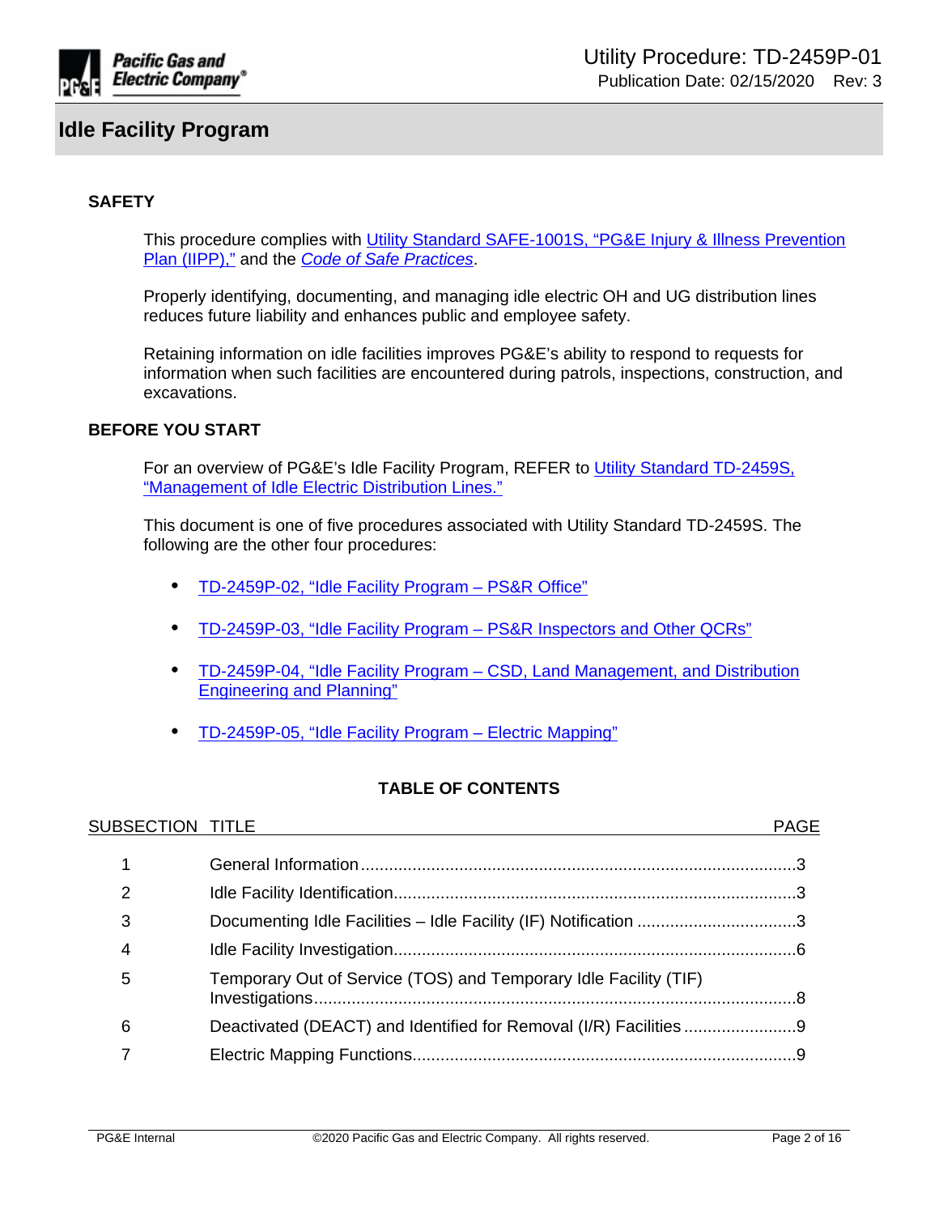# Idle Facility Program

## SAFETY

This procedure complies with Utility Standard SAFE-1001S, "PG&E Injury & Illness Prevention Plan (IIPP)," and the *Code of Safe Practices*.

Properly identifying, documenting, and managing idle electric OH and UG distribution lines reduces future liability and enhances public and employee safety.

Retaining information on idle facilities improves PG&E's ability to respond to requests for information when such facilities are encountered during patrols, inspections, construction, and excavations.

## BEFORE YOU START

For an overview of PG&E's Idle Facility Program, REFER to Utility Standard TD-2459S, "Management of Idle Electric Distribution Lines."

This document is one of five procedures associated with Utility Standard TD-2459S. The following are the other four procedures:

- TD-2459P-02, "Idle Facility Program – PS&R Office"
- TD-2459P-03, "Idle Facility Program – PS&R Inspectors and Other QCRs"
- TD-2459P-04, "Idle Facility Program – CSD, Land Management, and Distribution Engineering and Planning"
- TD-2459P-05, "Idle Facility Program – Electric Mapping"

## TABLE OF CONTENTS

| SUBSECTION | TITLE | PAGE |
|---|---|---|
| 1 | General Information | 3 |
| 2 | Idle Facility Identification | 3 |
| 3 | Documenting Idle Facilities – Idle Facility (IF) Notification | 3 |
| 4 | Idle Facility Investigation | 6 |
| 5 | Temporary Out of Service (TOS) and Temporary Idle Facility (TIF) Investigations | 8 |
| 6 | Deactivated (DEACT) and Identified for Removal (I/R) Facilities | 9 |
| 7 | Electric Mapping Functions | 9 |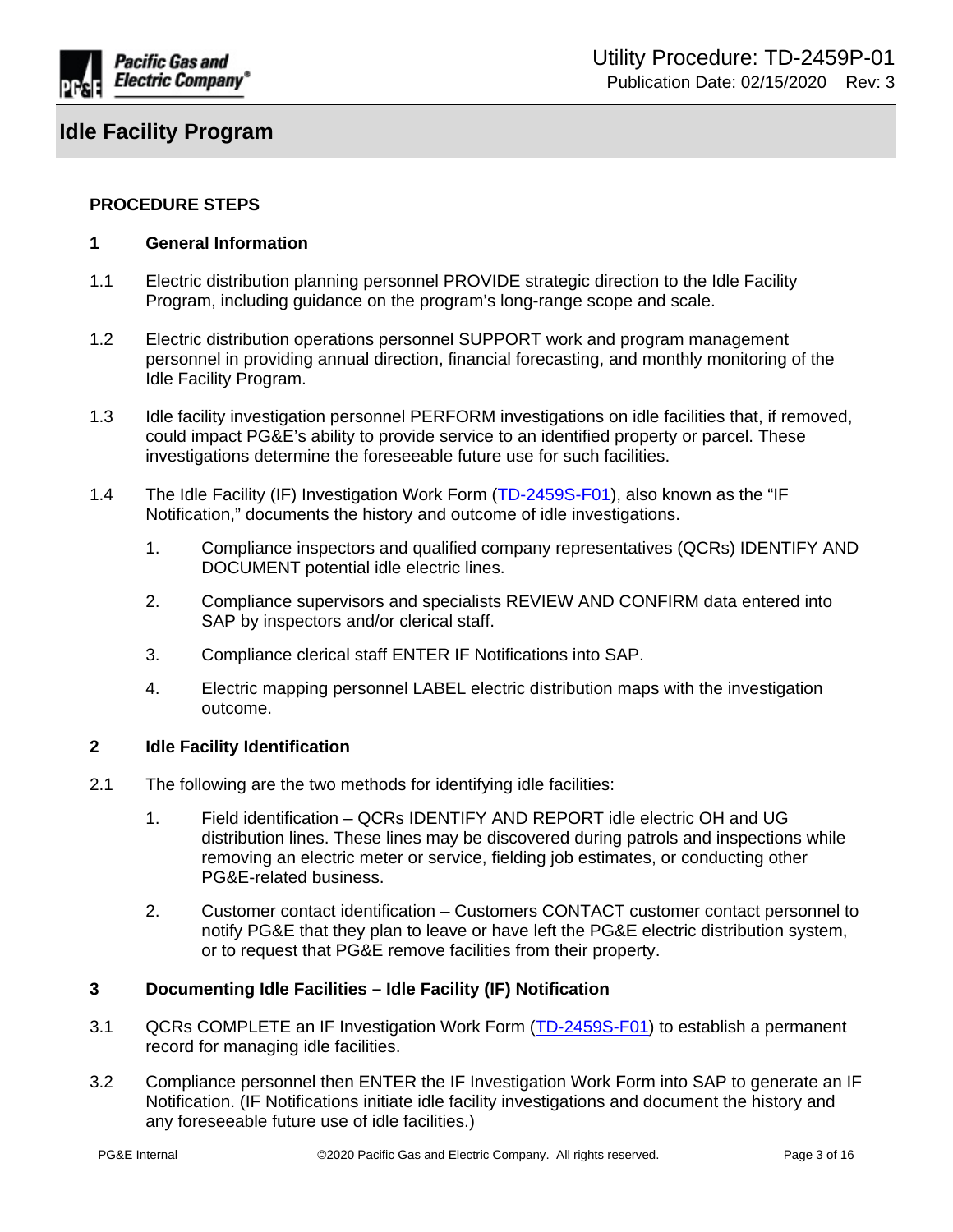## PROCEDURE STEPS

### 1 General Information

1.1 Electric distribution planning personnel PROVIDE strategic direction to the Idle Facility Program, including guidance on the program's long-range scope and scale.

1.2 Electric distribution operations personnel SUPPORT work and program management personnel in providing annual direction, financial forecasting, and monthly monitoring of the Idle Facility Program.

1.3 Idle facility investigation personnel PERFORM investigations on idle facilities that, if removed, could impact PG&E's ability to provide service to an identified property or parcel. These investigations determine the foreseeable future use for such facilities.

1.4 The Idle Facility (IF) Investigation Work Form (TD-2459S-F01), also known as the "IF Notification," documents the history and outcome of idle investigations.

1. Compliance inspectors and qualified company representatives (QCRs) IDENTIFY AND DOCUMENT potential idle electric lines.
2. Compliance supervisors and specialists REVIEW AND CONFIRM data entered into SAP by inspectors and/or clerical staff.
3. Compliance clerical staff ENTER IF Notifications into SAP.
4. Electric mapping personnel LABEL electric distribution maps with the investigation outcome.

### 2 Idle Facility Identification

2.1 The following are the two methods for identifying idle facilities:

1. Field identification – QCRs IDENTIFY AND REPORT idle electric OH and UG distribution lines. These lines may be discovered during patrols and inspections while removing an electric meter or service, fielding job estimates, or conducting other PG&E-related business.
2. Customer contact identification – Customers CONTACT customer contact personnel to notify PG&E that they plan to leave or have left the PG&E electric distribution system, or to request that PG&E remove facilities from their property.

### 3 Documenting Idle Facilities – Idle Facility (IF) Notification

3.1 QCRs COMPLETE an IF Investigation Work Form (TD-2459S-F01) to establish a permanent record for managing idle facilities.

3.2 Compliance personnel then ENTER the IF Investigation Work Form into SAP to generate an IF Notification. (IF Notifications initiate idle facility investigations and document the history and any foreseeable future use of idle facilities.)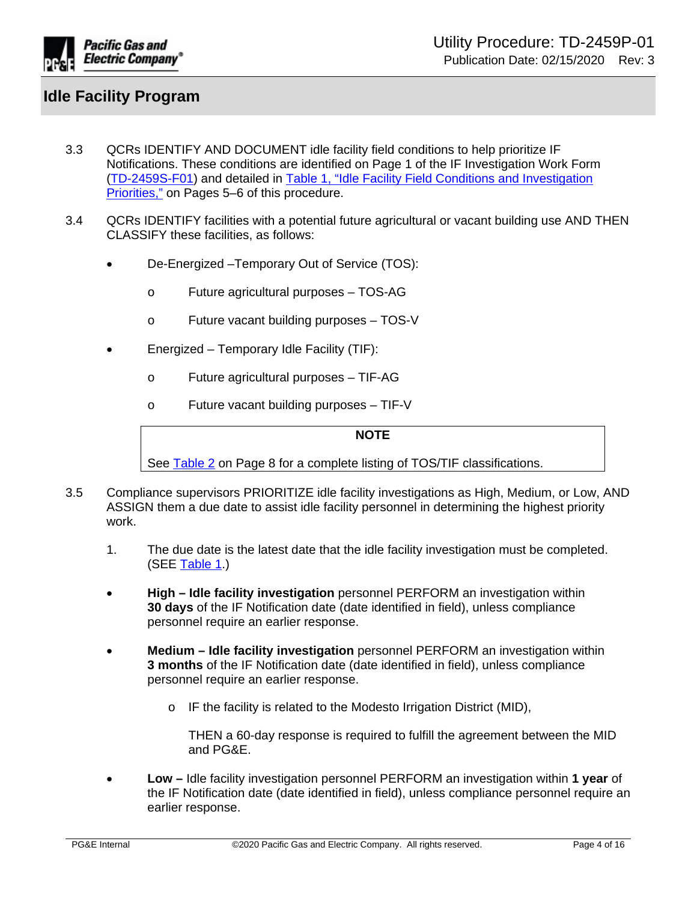3.3 QCRs IDENTIFY AND DOCUMENT idle facility field conditions to help prioritize IF Notifications. These conditions are identified on Page 1 of the IF Investigation Work Form (TD-2459S-F01) and detailed in Table 1, "Idle Facility Field Conditions and Investigation Priorities," on Pages 5–6 of this procedure.

3.4 QCRs IDENTIFY facilities with a potential future agricultural or vacant building use AND THEN CLASSIFY these facilities, as follows:

- De-Energized –Temporary Out of Service (TOS):
  - Future agricultural purposes – TOS-AG
  - Future vacant building purposes – TOS-V
- Energized – Temporary Idle Facility (TIF):
  - Future agricultural purposes – TIF-AG
  - Future vacant building purposes – TIF-V

> **NOTE**
>
> See Table 2 on Page 8 for a complete listing of TOS/TIF classifications.

3.5 Compliance supervisors PRIORITIZE idle facility investigations as High, Medium, or Low, AND ASSIGN them a due date to assist idle facility personnel in determining the highest priority work.

1. The due date is the latest date that the idle facility investigation must be completed. (SEE Table 1.)

- **High – Idle facility investigation** personnel PERFORM an investigation within **30 days** of the IF Notification date (date identified in field), unless compliance personnel require an earlier response.
- **Medium – Idle facility investigation** personnel PERFORM an investigation within **3 months** of the IF Notification date (date identified in field), unless compliance personnel require an earlier response.
  - IF the facility is related to the Modesto Irrigation District (MID),

    THEN a 60-day response is required to fulfill the agreement between the MID and PG&E.
- **Low –** Idle facility investigation personnel PERFORM an investigation within **1 year** of the IF Notification date (date identified in field), unless compliance personnel require an earlier response.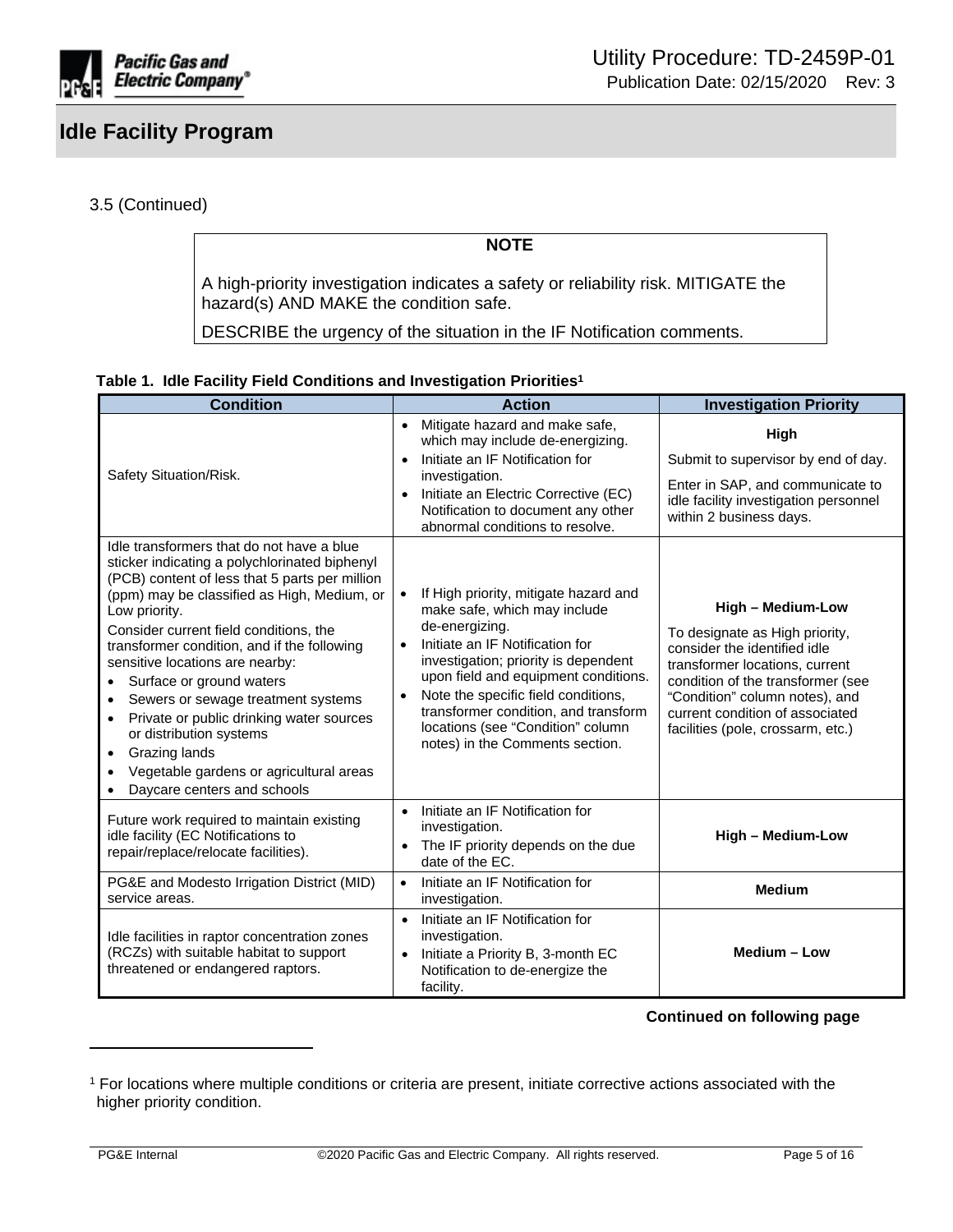3.5 (Continued)

> **NOTE**
>
> A high-priority investigation indicates a safety or reliability risk. MITIGATE the hazard(s) AND MAKE the condition safe.
>
> DESCRIBE the urgency of the situation in the IF Notification comments.

**Table 1. Idle Facility Field Conditions and Investigation Priorities[1]**

| Condition | Action | Investigation Priority |
|---|---|---|
| Safety Situation/Risk. | • Mitigate hazard and make safe, which may include de-energizing.<br>• Initiate an IF Notification for investigation.<br>• Initiate an Electric Corrective (EC) Notification to document any other abnormal conditions to resolve. | **High**<br>Submit to supervisor by end of day.<br>Enter in SAP, and communicate to idle facility investigation personnel within 2 business days. |
| Idle transformers that do not have a blue sticker indicating a polychlorinated biphenyl (PCB) content of less that 5 parts per million (ppm) may be classified as High, Medium, or Low priority.<br>Consider current field conditions, the transformer condition, and if the following sensitive locations are nearby:<br>• Surface or ground waters<br>• Sewers or sewage treatment systems<br>• Private or public drinking water sources or distribution systems<br>• Grazing lands<br>• Vegetable gardens or agricultural areas<br>• Daycare centers and schools | • If High priority, mitigate hazard and make safe, which may include de-energizing.<br>• Initiate an IF Notification for investigation; priority is dependent upon field and equipment conditions.<br>• Note the specific field conditions, transformer condition, and transform locations (see "Condition" column notes) in the Comments section. | **High – Medium-Low**<br>To designate as High priority, consider the identified idle transformer locations, current condition of the transformer (see "Condition" column notes), and current condition of associated facilities (pole, crossarm, etc.) |
| Future work required to maintain existing idle facility (EC Notifications to repair/replace/relocate facilities). | • Initiate an IF Notification for investigation.<br>• The IF priority depends on the due date of the EC. | **High – Medium-Low** |
| PG&E and Modesto Irrigation District (MID) service areas. | • Initiate an IF Notification for investigation. | **Medium** |
| Idle facilities in raptor concentration zones (RCZs) with suitable habitat to support threatened or endangered raptors. | • Initiate an IF Notification for investigation.<br>• Initiate a Priority B, 3-month EC Notification to de-energize the facility. | **Medium – Low** |

**Continued on following page**

[1] For locations where multiple conditions or criteria are present, initiate corrective actions associated with the higher priority condition.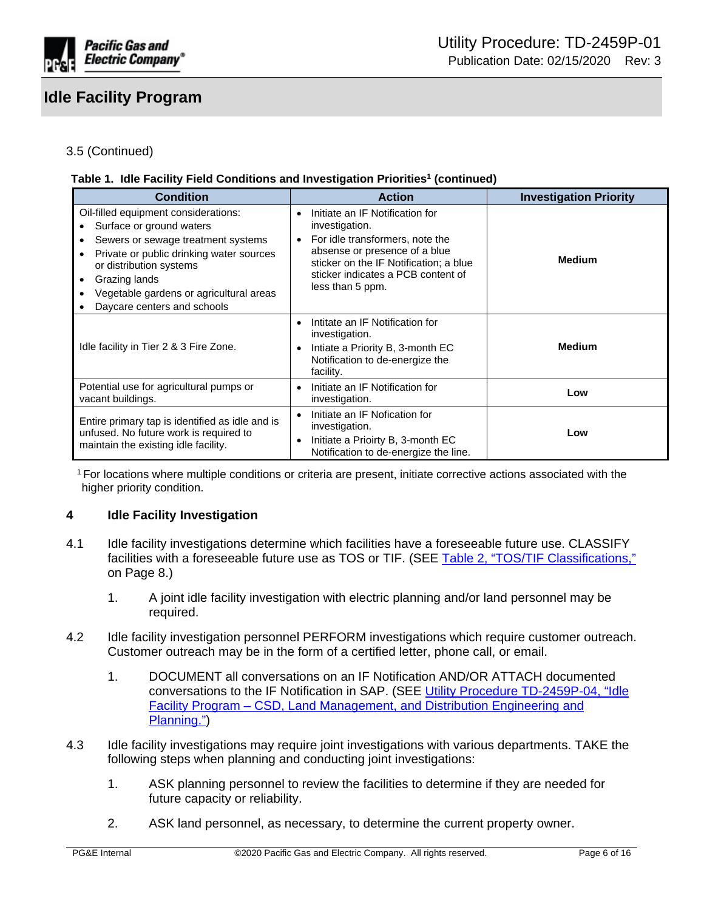3.5 (Continued)

**Table 1. Idle Facility Field Conditions and Investigation Priorities[1] (continued)**

| Condition | Action | Investigation Priority |
|---|---|---|
| Oil-filled equipment considerations: <br>• Surface or ground waters <br>• Sewers or sewage treatment systems <br>• Private or public drinking water sources or distribution systems <br>• Grazing lands <br>• Vegetable gardens or agricultural areas <br>• Daycare centers and schools | • Initiate an IF Notification for investigation. <br>• For idle transformers, note the absense or presence of a blue sticker on the IF Notification; a blue sticker indicates a PCB content of less than 5 ppm. | **Medium** |
| Idle facility in Tier 2 & 3 Fire Zone. | • Intitate an IF Notification for investigation. <br>• Intiate a Priority B, 3-month EC Notification to de-energize the facility. | **Medium** |
| Potential use for agricultural pumps or vacant buildings. | • Initiate an IF Notification for investigation. | **Low** |
| Entire primary tap is identified as idle and is unfused. No future work is required to maintain the existing idle facility. | • Initiate an IF Nofication for investigation. <br>• Initiate a Priority B, 3-month EC Notification to de-energize the line. | **Low** |

[1] For locations where multiple conditions or criteria are present, initiate corrective actions associated with the higher priority condition.

## 4 Idle Facility Investigation

4.1 Idle facility investigations determine which facilities have a foreseeable future use. CLASSIFY facilities with a foreseeable future use as TOS or TIF. (SEE Table 2, "TOS/TIF Classifications," on Page 8.)

1. A joint idle facility investigation with electric planning and/or land personnel may be required.

4.2 Idle facility investigation personnel PERFORM investigations which require customer outreach. Customer outreach may be in the form of a certified letter, phone call, or email.

1. DOCUMENT all conversations on an IF Notification AND/OR ATTACH documented conversations to the IF Notification in SAP. (SEE Utility Procedure TD-2459P-04, "Idle Facility Program – CSD, Land Management, and Distribution Engineering and Planning.")

4.3 Idle facility investigations may require joint investigations with various departments. TAKE the following steps when planning and conducting joint investigations:

1. ASK planning personnel to review the facilities to determine if they are needed for future capacity or reliability.

2. ASK land personnel, as necessary, to determine the current property owner.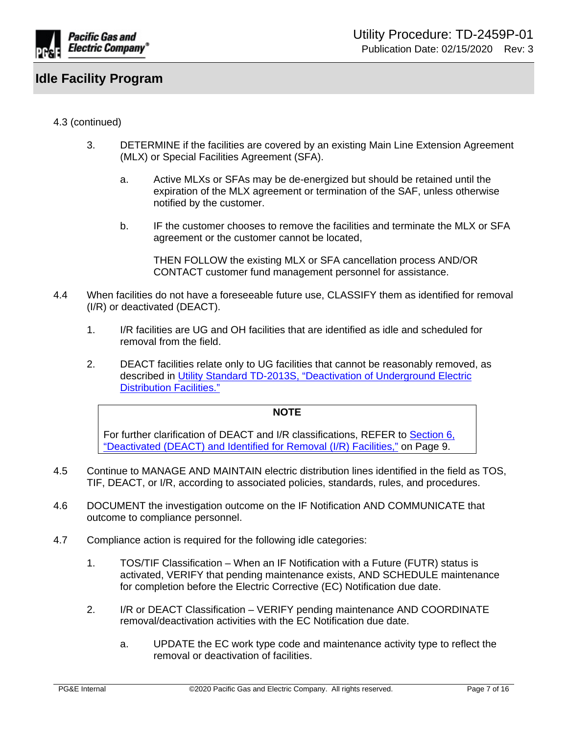4.3 (continued)

3. DETERMINE if the facilities are covered by an existing Main Line Extension Agreement (MLX) or Special Facilities Agreement (SFA).

   a. Active MLXs or SFAs may be de-energized but should be retained until the expiration of the MLX agreement or termination of the SAF, unless otherwise notified by the customer.

   b. IF the customer chooses to remove the facilities and terminate the MLX or SFA agreement or the customer cannot be located,

      THEN FOLLOW the existing MLX or SFA cancellation process AND/OR CONTACT customer fund management personnel for assistance.

4.4 When facilities do not have a foreseeable future use, CLASSIFY them as identified for removal (I/R) or deactivated (DEACT).

1. I/R facilities are UG and OH facilities that are identified as idle and scheduled for removal from the field.

2. DEACT facilities relate only to UG facilities that cannot be reasonably removed, as described in Utility Standard TD-2013S, "Deactivation of Underground Electric Distribution Facilities."

> **NOTE**
>
> For further clarification of DEACT and I/R classifications, REFER to Section 6, "Deactivated (DEACT) and Identified for Removal (I/R) Facilities," on Page 9.

4.5 Continue to MANAGE AND MAINTAIN electric distribution lines identified in the field as TOS, TIF, DEACT, or I/R, according to associated policies, standards, rules, and procedures.

4.6 DOCUMENT the investigation outcome on the IF Notification AND COMMUNICATE that outcome to compliance personnel.

4.7 Compliance action is required for the following idle categories:

1. TOS/TIF Classification – When an IF Notification with a Future (FUTR) status is activated, VERIFY that pending maintenance exists, AND SCHEDULE maintenance for completion before the Electric Corrective (EC) Notification due date.

2. I/R or DEACT Classification – VERIFY pending maintenance AND COORDINATE removal/deactivation activities with the EC Notification due date.

   a. UPDATE the EC work type code and maintenance activity type to reflect the removal or deactivation of facilities.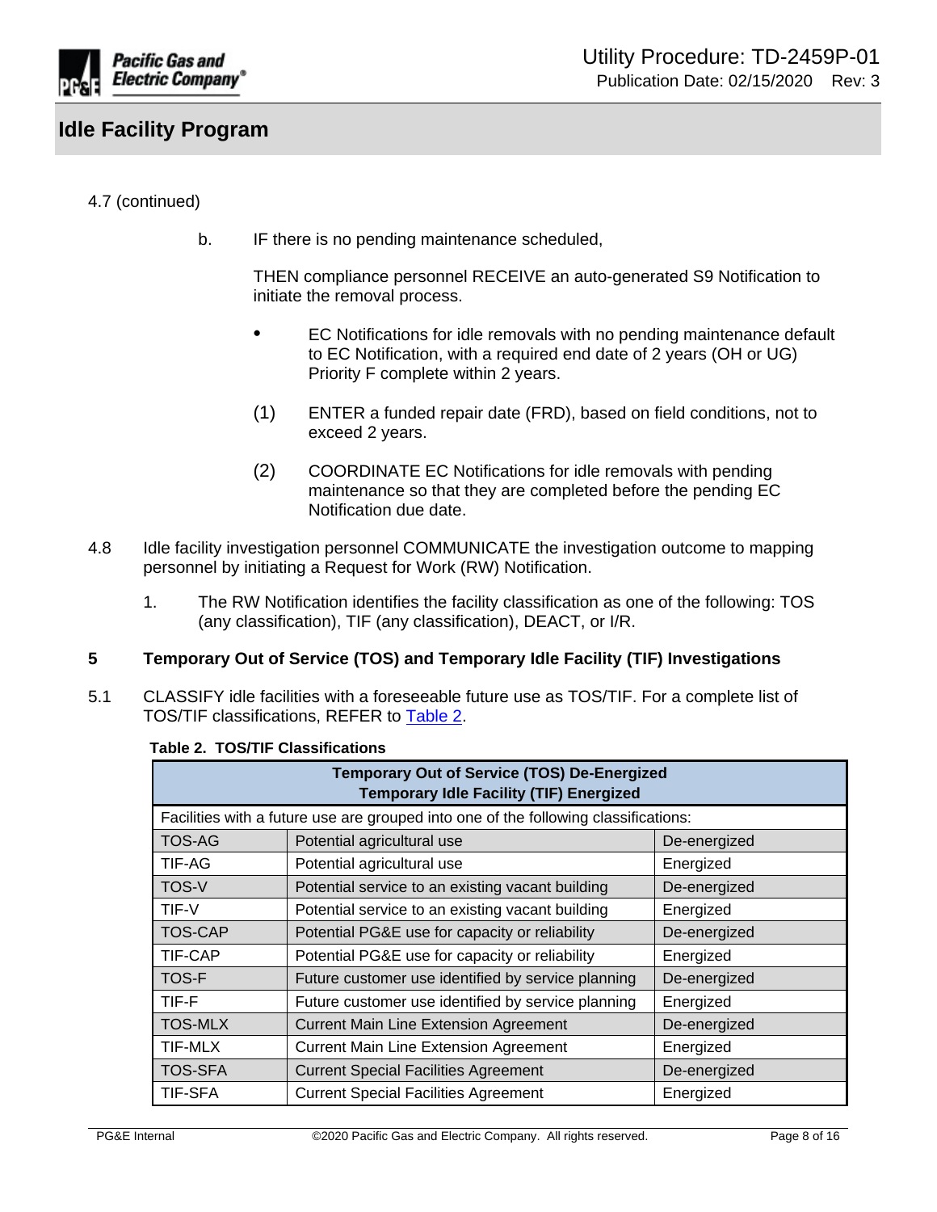4.7 (continued)

b. IF there is no pending maintenance scheduled,

THEN compliance personnel RECEIVE an auto-generated S9 Notification to initiate the removal process.

- EC Notifications for idle removals with no pending maintenance default to EC Notification, with a required end date of 2 years (OH or UG) Priority F complete within 2 years.

(1) ENTER a funded repair date (FRD), based on field conditions, not to exceed 2 years.

(2) COORDINATE EC Notifications for idle removals with pending maintenance so that they are completed before the pending EC Notification due date.

4.8 Idle facility investigation personnel COMMUNICATE the investigation outcome to mapping personnel by initiating a Request for Work (RW) Notification.

1. The RW Notification identifies the facility classification as one of the following: TOS (any classification), TIF (any classification), DEACT, or I/R.

## 5 Temporary Out of Service (TOS) and Temporary Idle Facility (TIF) Investigations

5.1 CLASSIFY idle facilities with a foreseeable future use as TOS/TIF. For a complete list of TOS/TIF classifications, REFER to Table 2.

**Table 2. TOS/TIF Classifications**

| Temporary Out of Service (TOS) De-Energized Temporary Idle Facility (TIF) Energized | | |
|---|---|---|
| Facilities with a future use are grouped into one of the following classifications: | | |
| TOS-AG | Potential agricultural use | De-energized |
| TIF-AG | Potential agricultural use | Energized |
| TOS-V | Potential service to an existing vacant building | De-energized |
| TIF-V | Potential service to an existing vacant building | Energized |
| TOS-CAP | Potential PG&E use for capacity or reliability | De-energized |
| TIF-CAP | Potential PG&E use for capacity or reliability | Energized |
| TOS-F | Future customer use identified by service planning | De-energized |
| TIF-F | Future customer use identified by service planning | Energized |
| TOS-MLX | Current Main Line Extension Agreement | De-energized |
| TIF-MLX | Current Main Line Extension Agreement | Energized |
| TOS-SFA | Current Special Facilities Agreement | De-energized |
| TIF-SFA | Current Special Facilities Agreement | Energized |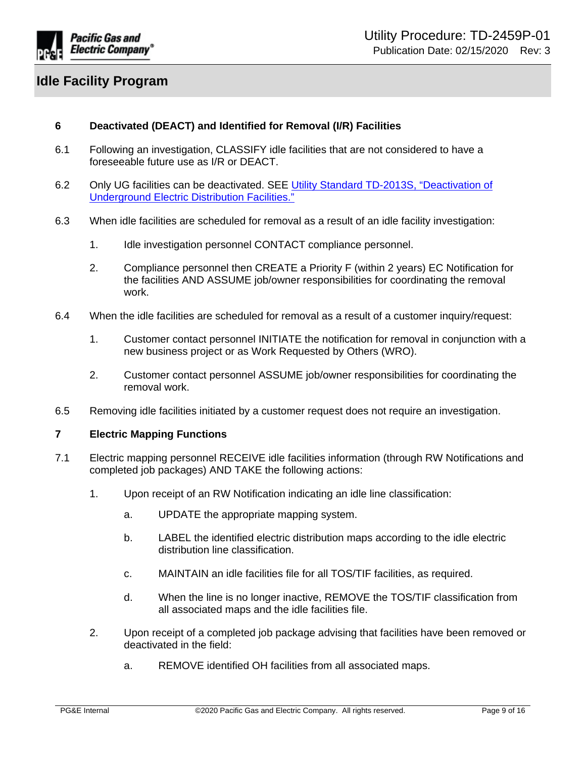## 6 Deactivated (DEACT) and Identified for Removal (I/R) Facilities

6.1 Following an investigation, CLASSIFY idle facilities that are not considered to have a foreseeable future use as I/R or DEACT.

6.2 Only UG facilities can be deactivated. SEE [Utility Standard TD-2013S, "Deactivation of Underground Electric Distribution Facilities."]

6.3 When idle facilities are scheduled for removal as a result of an idle facility investigation:

1. Idle investigation personnel CONTACT compliance personnel.
2. Compliance personnel then CREATE a Priority F (within 2 years) EC Notification for the facilities AND ASSUME job/owner responsibilities for coordinating the removal work.

6.4 When the idle facilities are scheduled for removal as a result of a customer inquiry/request:

1. Customer contact personnel INITIATE the notification for removal in conjunction with a new business project or as Work Requested by Others (WRO).
2. Customer contact personnel ASSUME job/owner responsibilities for coordinating the removal work.

6.5 Removing idle facilities initiated by a customer request does not require an investigation.

## 7 Electric Mapping Functions

7.1 Electric mapping personnel RECEIVE idle facilities information (through RW Notifications and completed job packages) AND TAKE the following actions:

1. Upon receipt of an RW Notification indicating an idle line classification:
   a. UPDATE the appropriate mapping system.
   b. LABEL the identified electric distribution maps according to the idle electric distribution line classification.
   c. MAINTAIN an idle facilities file for all TOS/TIF facilities, as required.
   d. When the line is no longer inactive, REMOVE the TOS/TIF classification from all associated maps and the idle facilities file.
2. Upon receipt of a completed job package advising that facilities have been removed or deactivated in the field:
   a. REMOVE identified OH facilities from all associated maps.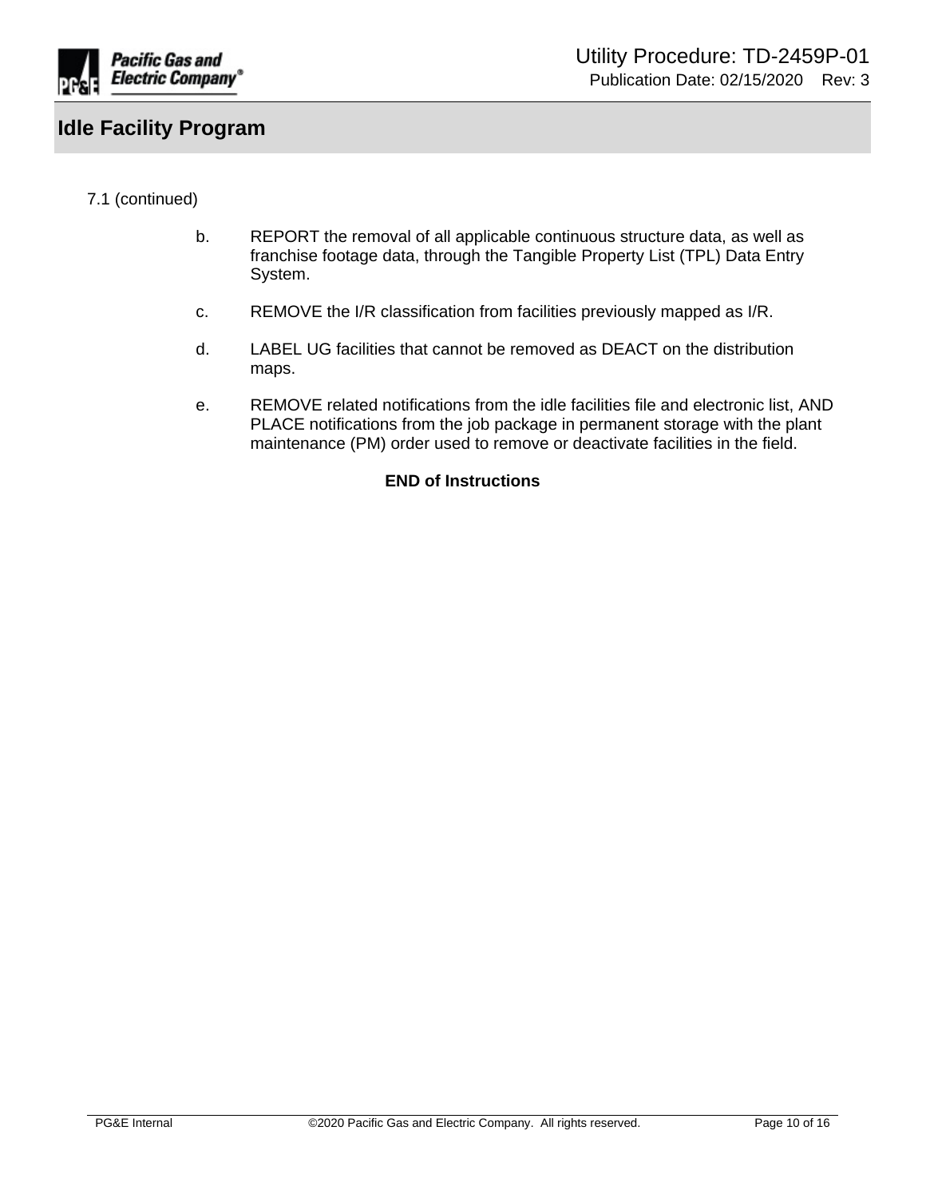7.1 (continued)

b. REPORT the removal of all applicable continuous structure data, as well as franchise footage data, through the Tangible Property List (TPL) Data Entry System.

c. REMOVE the I/R classification from facilities previously mapped as I/R.

d. LABEL UG facilities that cannot be removed as DEACT on the distribution maps.

e. REMOVE related notifications from the idle facilities file and electronic list, AND PLACE notifications from the job package in permanent storage with the plant maintenance (PM) order used to remove or deactivate facilities in the field.

**END of Instructions**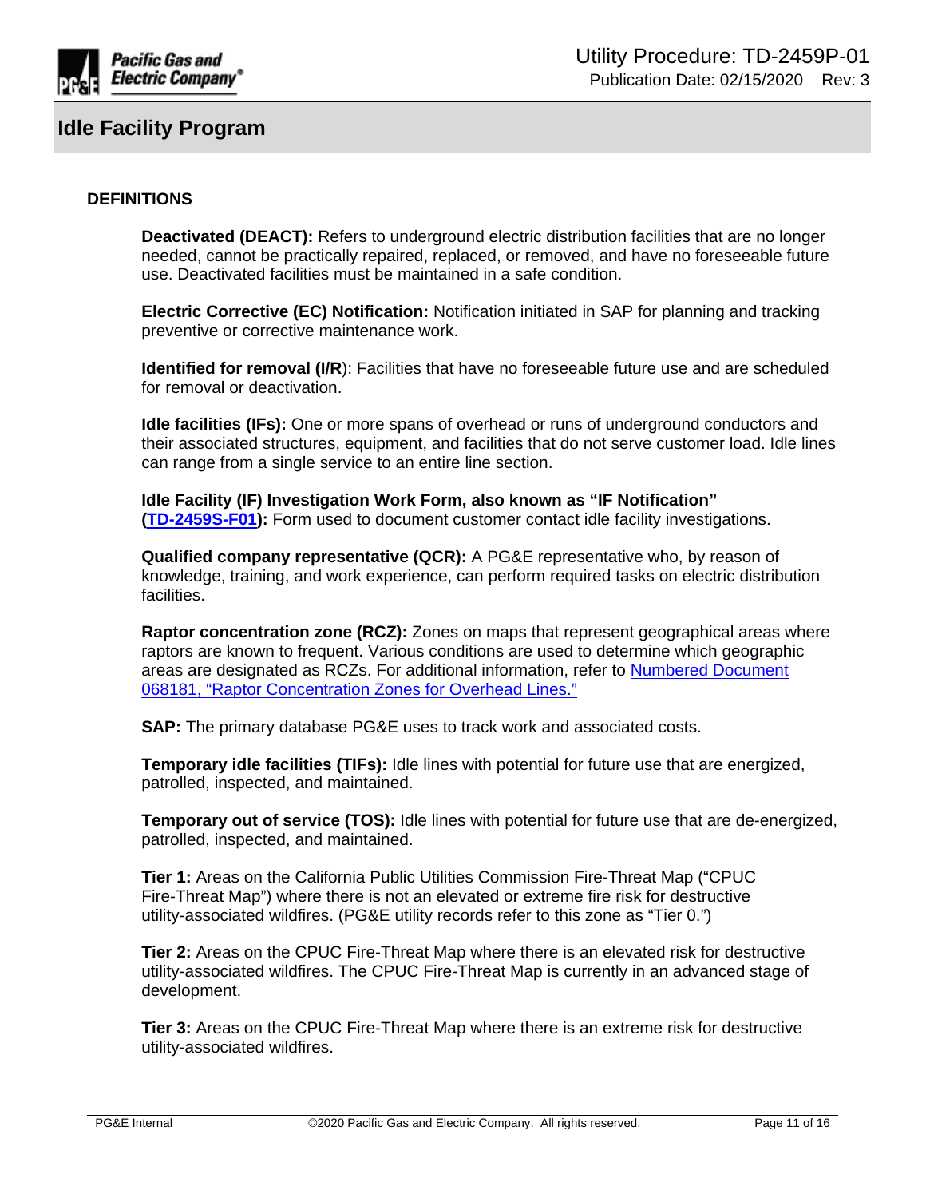## DEFINITIONS

**Deactivated (DEACT):** Refers to underground electric distribution facilities that are no longer needed, cannot be practically repaired, replaced, or removed, and have no foreseeable future use. Deactivated facilities must be maintained in a safe condition.

**Electric Corrective (EC) Notification:** Notification initiated in SAP for planning and tracking preventive or corrective maintenance work.

**Identified for removal (I/R**): Facilities that have no foreseeable future use and are scheduled for removal or deactivation.

**Idle facilities (IFs):** One or more spans of overhead or runs of underground conductors and their associated structures, equipment, and facilities that do not serve customer load. Idle lines can range from a single service to an entire line section.

**Idle Facility (IF) Investigation Work Form, also known as "IF Notification" (TD-2459S-F01):** Form used to document customer contact idle facility investigations.

**Qualified company representative (QCR):** A PG&E representative who, by reason of knowledge, training, and work experience, can perform required tasks on electric distribution facilities.

**Raptor concentration zone (RCZ):** Zones on maps that represent geographical areas where raptors are known to frequent. Various conditions are used to determine which geographic areas are designated as RCZs. For additional information, refer to Numbered Document 068181, "Raptor Concentration Zones for Overhead Lines."

**SAP:** The primary database PG&E uses to track work and associated costs.

**Temporary idle facilities (TIFs):** Idle lines with potential for future use that are energized, patrolled, inspected, and maintained.

**Temporary out of service (TOS):** Idle lines with potential for future use that are de-energized, patrolled, inspected, and maintained.

**Tier 1:** Areas on the California Public Utilities Commission Fire-Threat Map ("CPUC Fire-Threat Map") where there is not an elevated or extreme fire risk for destructive utility-associated wildfires. (PG&E utility records refer to this zone as "Tier 0.")

**Tier 2:** Areas on the CPUC Fire-Threat Map where there is an elevated risk for destructive utility-associated wildfires. The CPUC Fire-Threat Map is currently in an advanced stage of development.

**Tier 3:** Areas on the CPUC Fire-Threat Map where there is an extreme risk for destructive utility-associated wildfires.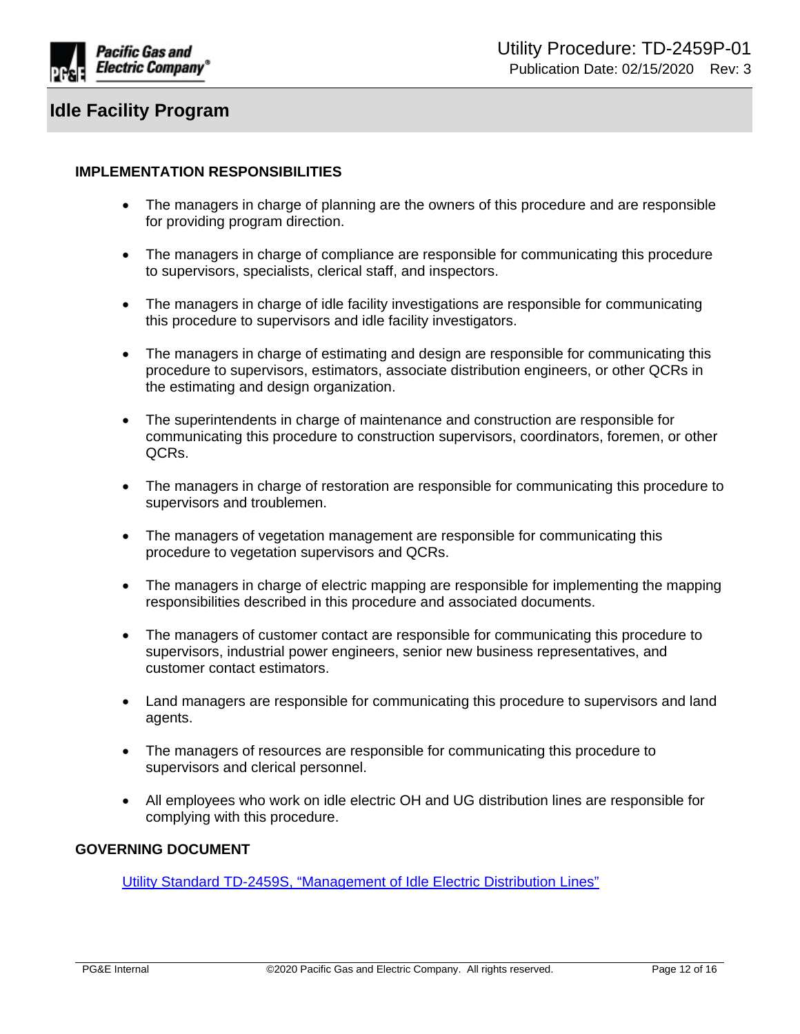## IMPLEMENTATION RESPONSIBILITIES

- The managers in charge of planning are the owners of this procedure and are responsible for providing program direction.
- The managers in charge of compliance are responsible for communicating this procedure to supervisors, specialists, clerical staff, and inspectors.
- The managers in charge of idle facility investigations are responsible for communicating this procedure to supervisors and idle facility investigators.
- The managers in charge of estimating and design are responsible for communicating this procedure to supervisors, estimators, associate distribution engineers, or other QCRs in the estimating and design organization.
- The superintendents in charge of maintenance and construction are responsible for communicating this procedure to construction supervisors, coordinators, foremen, or other QCRs.
- The managers in charge of restoration are responsible for communicating this procedure to supervisors and troublemen.
- The managers of vegetation management are responsible for communicating this procedure to vegetation supervisors and QCRs.
- The managers in charge of electric mapping are responsible for implementing the mapping responsibilities described in this procedure and associated documents.
- The managers of customer contact are responsible for communicating this procedure to supervisors, industrial power engineers, senior new business representatives, and customer contact estimators.
- Land managers are responsible for communicating this procedure to supervisors and land agents.
- The managers of resources are responsible for communicating this procedure to supervisors and clerical personnel.
- All employees who work on idle electric OH and UG distribution lines are responsible for complying with this procedure.

## GOVERNING DOCUMENT

Utility Standard TD-2459S, "Management of Idle Electric Distribution Lines"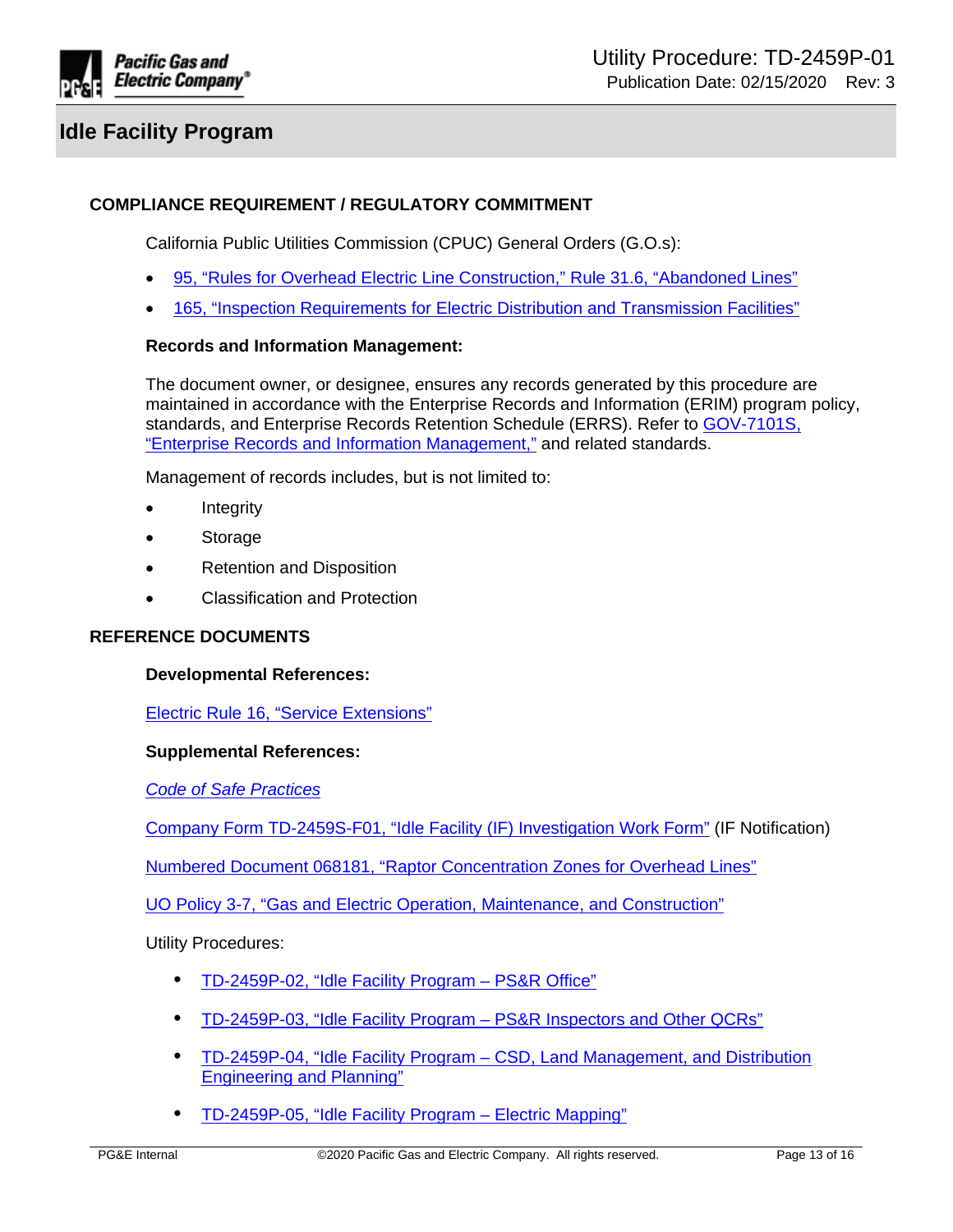## COMPLIANCE REQUIREMENT / REGULATORY COMMITMENT

California Public Utilities Commission (CPUC) General Orders (G.O.s):

- 95, "Rules for Overhead Electric Line Construction," Rule 31.6, "Abandoned Lines"
- 165, "Inspection Requirements for Electric Distribution and Transmission Facilities"

**Records and Information Management:**

The document owner, or designee, ensures any records generated by this procedure are maintained in accordance with the Enterprise Records and Information (ERIM) program policy, standards, and Enterprise Records Retention Schedule (ERRS). Refer to GOV-7101S, "Enterprise Records and Information Management," and related standards.

Management of records includes, but is not limited to:

- Integrity
- Storage
- Retention and Disposition
- Classification and Protection

## REFERENCE DOCUMENTS

**Developmental References:**

Electric Rule 16, "Service Extensions"

**Supplemental References:**

*Code of Safe Practices*

Company Form TD-2459S-F01, "Idle Facility (IF) Investigation Work Form" (IF Notification)

Numbered Document 068181, "Raptor Concentration Zones for Overhead Lines"

UO Policy 3-7, "Gas and Electric Operation, Maintenance, and Construction"

Utility Procedures:

- TD-2459P-02, "Idle Facility Program – PS&R Office"
- TD-2459P-03, "Idle Facility Program – PS&R Inspectors and Other QCRs"
- TD-2459P-04, "Idle Facility Program – CSD, Land Management, and Distribution Engineering and Planning"
- TD-2459P-05, "Idle Facility Program – Electric Mapping"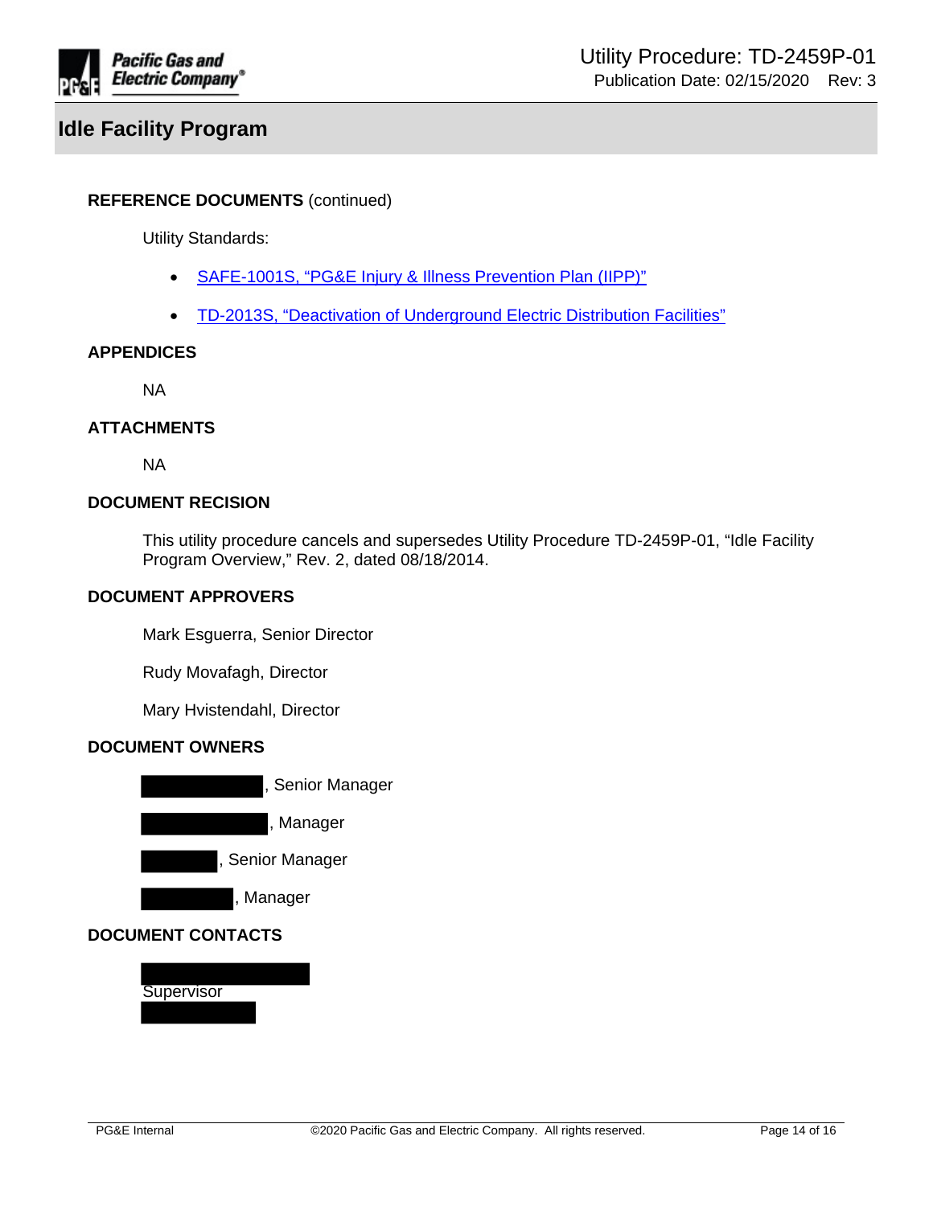## Idle Facility Program

**REFERENCE DOCUMENTS** (continued)

Utility Standards:

- SAFE-1001S, "PG&E Injury & Illness Prevention Plan (IIPP)"
- TD-2013S, "Deactivation of Underground Electric Distribution Facilities"

**APPENDICES**

NA

**ATTACHMENTS**

NA

**DOCUMENT RECISION**

This utility procedure cancels and supersedes Utility Procedure TD-2459P-01, "Idle Facility Program Overview," Rev. 2, dated 08/18/2014.

**DOCUMENT APPROVERS**

Mark Esguerra, Senior Director

Rudy Movafagh, Director

Mary Hvistendahl, Director

**DOCUMENT OWNERS**

[REDACTED], Senior Manager

[REDACTED], Manager

[REDACTED], Senior Manager

[REDACTED], Manager

**DOCUMENT CONTACTS**

[REDACTED]
Supervisor
[REDACTED]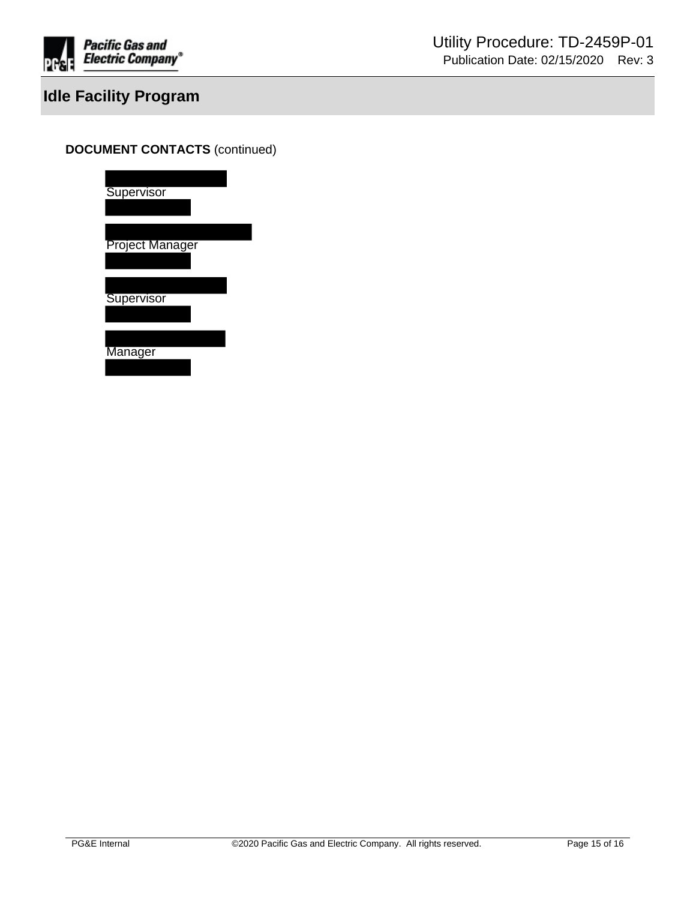**DOCUMENT CONTACTS** (continued)

Supervisor

Project Manager

Supervisor

Manager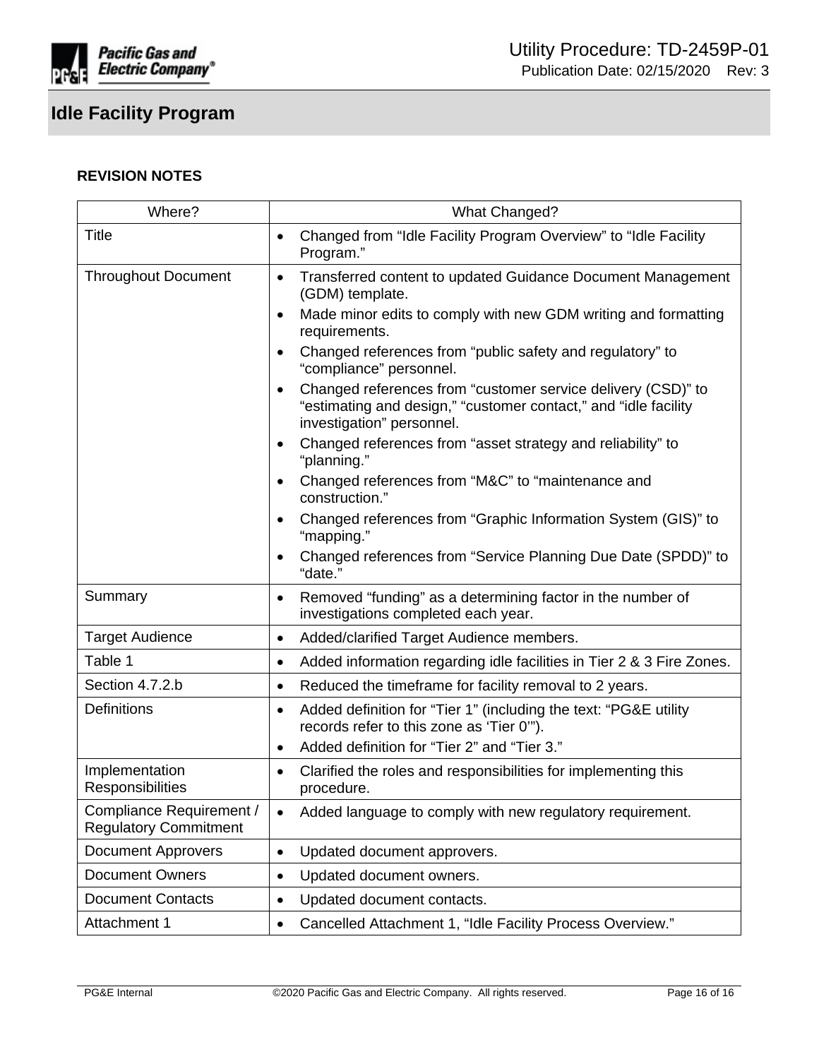## REVISION NOTES

| Where? | What Changed? |
|---|---|
| Title | • Changed from “Idle Facility Program Overview” to “Idle Facility Program.” |
| Throughout Document | • Transferred content to updated Guidance Document Management (GDM) template.<br>• Made minor edits to comply with new GDM writing and formatting requirements.<br>• Changed references from “public safety and regulatory” to “compliance” personnel.<br>• Changed references from “customer service delivery (CSD)” to “estimating and design,” “customer contact,” and “idle facility investigation” personnel.<br>• Changed references from “asset strategy and reliability” to “planning.”<br>• Changed references from “M&C” to “maintenance and construction.”<br>• Changed references from “Graphic Information System (GIS)” to “mapping.”<br>• Changed references from “Service Planning Due Date (SPDD)” to “date.” |
| Summary | • Removed “funding” as a determining factor in the number of investigations completed each year. |
| Target Audience | • Added/clarified Target Audience members. |
| Table 1 | • Added information regarding idle facilities in Tier 2 & 3 Fire Zones. |
| Section 4.7.2.b | • Reduced the timeframe for facility removal to 2 years. |
| Definitions | • Added definition for “Tier 1” (including the text: “PG&E utility records refer to this zone as ‘Tier 0’”).<br>• Added definition for “Tier 2” and “Tier 3.” |
| Implementation Responsibilities | • Clarified the roles and responsibilities for implementing this procedure. |
| Compliance Requirement / Regulatory Commitment | • Added language to comply with new regulatory requirement. |
| Document Approvers | • Updated document approvers. |
| Document Owners | • Updated document owners. |
| Document Contacts | • Updated document contacts. |
| Attachment 1 | • Cancelled Attachment 1, “Idle Facility Process Overview.” |